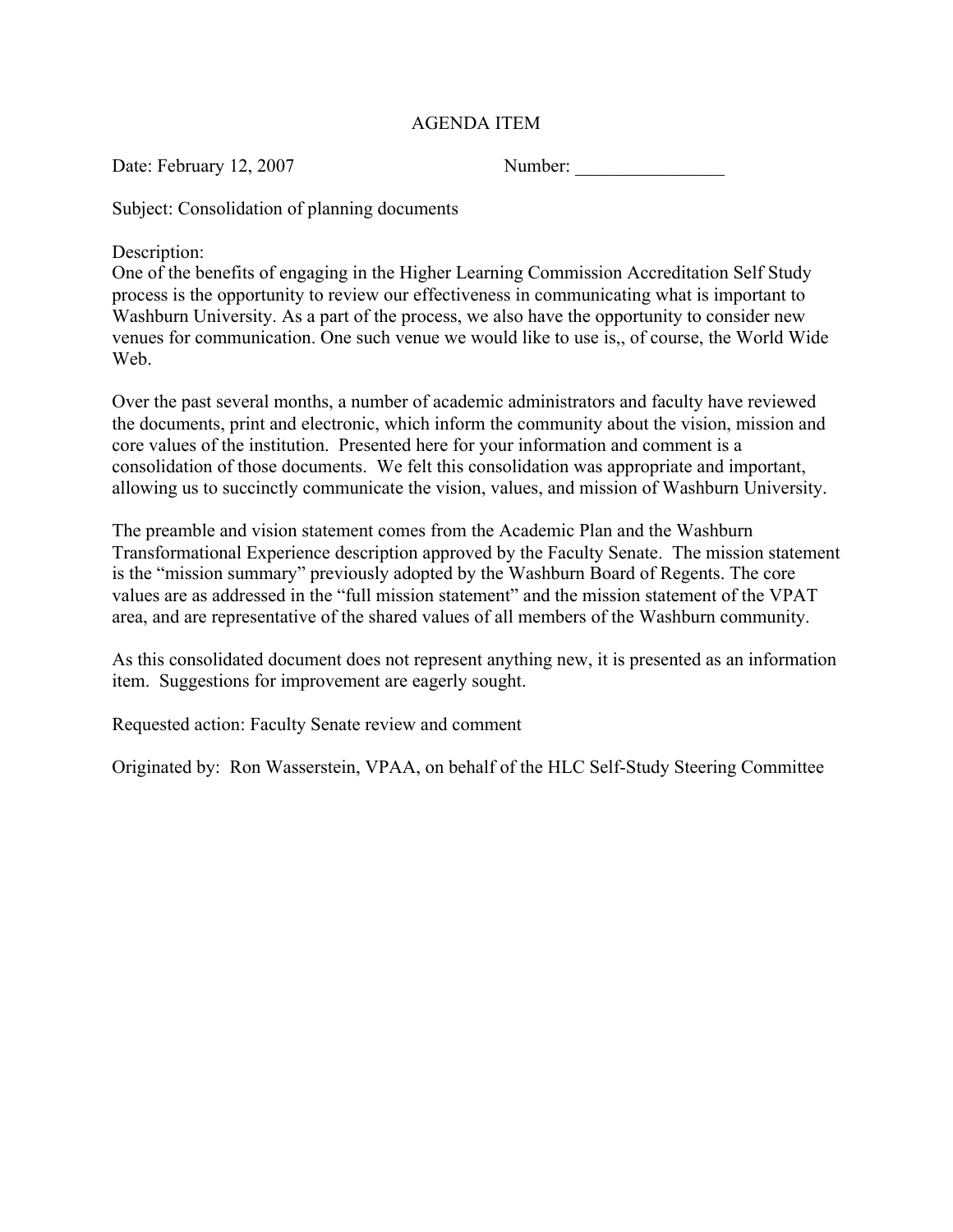# AGENDA ITEM

Date: February 12, 2007 Number: ________________

Subject: Consolidation of planning documents

Description:
One of the benefits of engaging in the Higher Learning Commission Accreditation Self Study process is the opportunity to review our effectiveness in communicating what is important to Washburn University. As a part of the process, we also have the opportunity to consider new venues for communication. One such venue we would like to use is,, of course, the World Wide Web.

Over the past several months, a number of academic administrators and faculty have reviewed the documents, print and electronic, which inform the community about the vision, mission and core values of the institution. Presented here for your information and comment is a consolidation of those documents. We felt this consolidation was appropriate and important, allowing us to succinctly communicate the vision, values, and mission of Washburn University.

The preamble and vision statement comes from the Academic Plan and the Washburn Transformational Experience description approved by the Faculty Senate. The mission statement is the "mission summary" previously adopted by the Washburn Board of Regents. The core values are as addressed in the "full mission statement" and the mission statement of the VPAT area, and are representative of the shared values of all members of the Washburn community.

As this consolidated document does not represent anything new, it is presented as an information item. Suggestions for improvement are eagerly sought.

Requested action: Faculty Senate review and comment

Originated by: Ron Wasserstein, VPAA, on behalf of the HLC Self-Study Steering Committee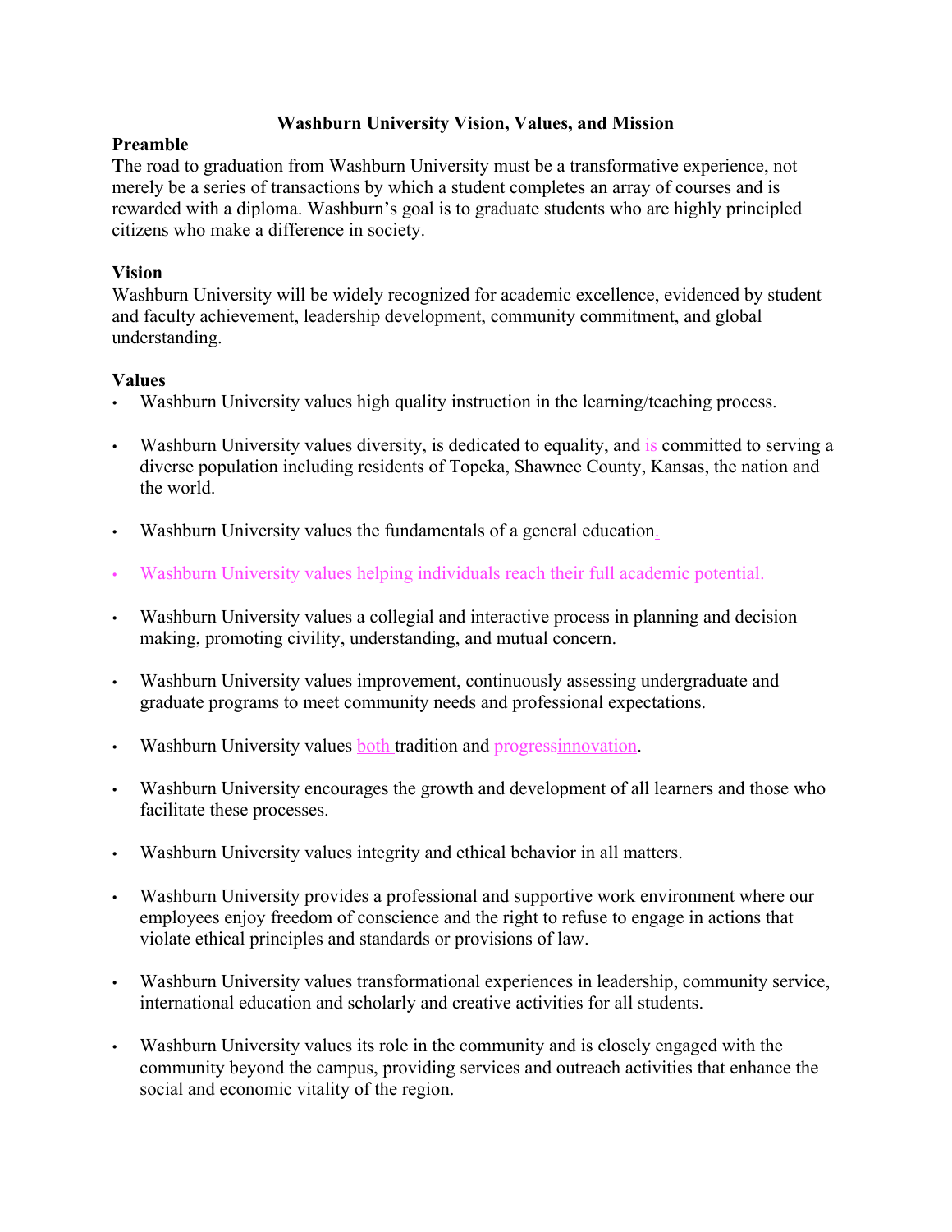## Washburn University Vision, Values, and Mission

### Preamble

The road to graduation from Washburn University must be a transformative experience, not merely be a series of transactions by which a student completes an array of courses and is rewarded with a diploma. Washburn's goal is to graduate students who are highly principled citizens who make a difference in society.

### Vision

Washburn University will be widely recognized for academic excellence, evidenced by student and faculty achievement, leadership development, community commitment, and global understanding.

### Values

- Washburn University values high quality instruction in the learning/teaching process.
- Washburn University values diversity, is dedicated to equality, and is committed to serving a diverse population including residents of Topeka, Shawnee County, Kansas, the nation and the world.
- Washburn University values the fundamentals of a general education.
- Washburn University values helping individuals reach their full academic potential.
- Washburn University values a collegial and interactive process in planning and decision making, promoting civility, understanding, and mutual concern.
- Washburn University values improvement, continuously assessing undergraduate and graduate programs to meet community needs and professional expectations.
- Washburn University values both tradition and ~~progress~~innovation.
- Washburn University encourages the growth and development of all learners and those who facilitate these processes.
- Washburn University values integrity and ethical behavior in all matters.
- Washburn University provides a professional and supportive work environment where our employees enjoy freedom of conscience and the right to refuse to engage in actions that violate ethical principles and standards or provisions of law.
- Washburn University values transformational experiences in leadership, community service, international education and scholarly and creative activities for all students.
- Washburn University values its role in the community and is closely engaged with the community beyond the campus, providing services and outreach activities that enhance the social and economic vitality of the region.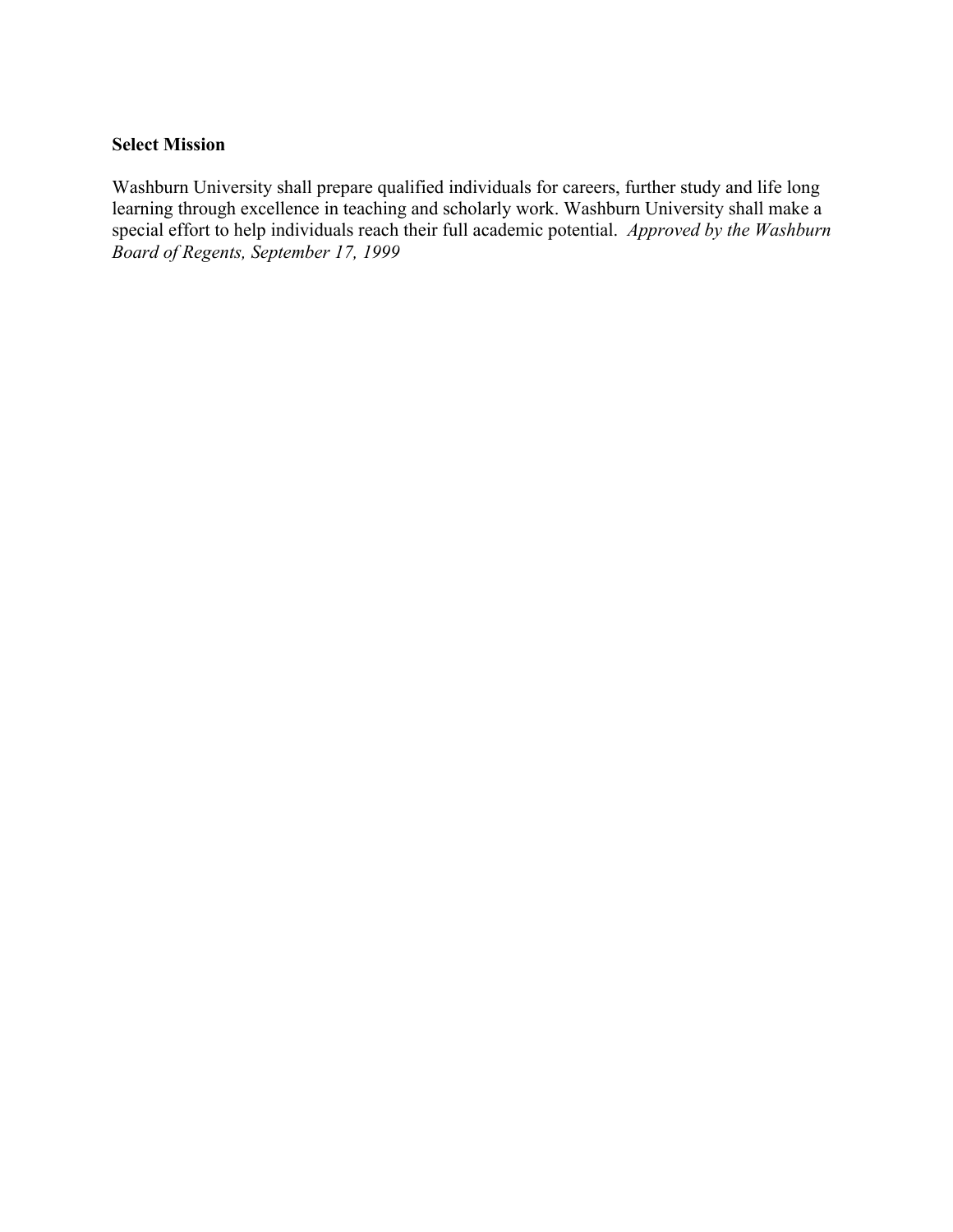**Select Mission**

Washburn University shall prepare qualified individuals for careers, further study and life long learning through excellence in teaching and scholarly work. Washburn University shall make a special effort to help individuals reach their full academic potential. *Approved by the Washburn Board of Regents, September 17, 1999*